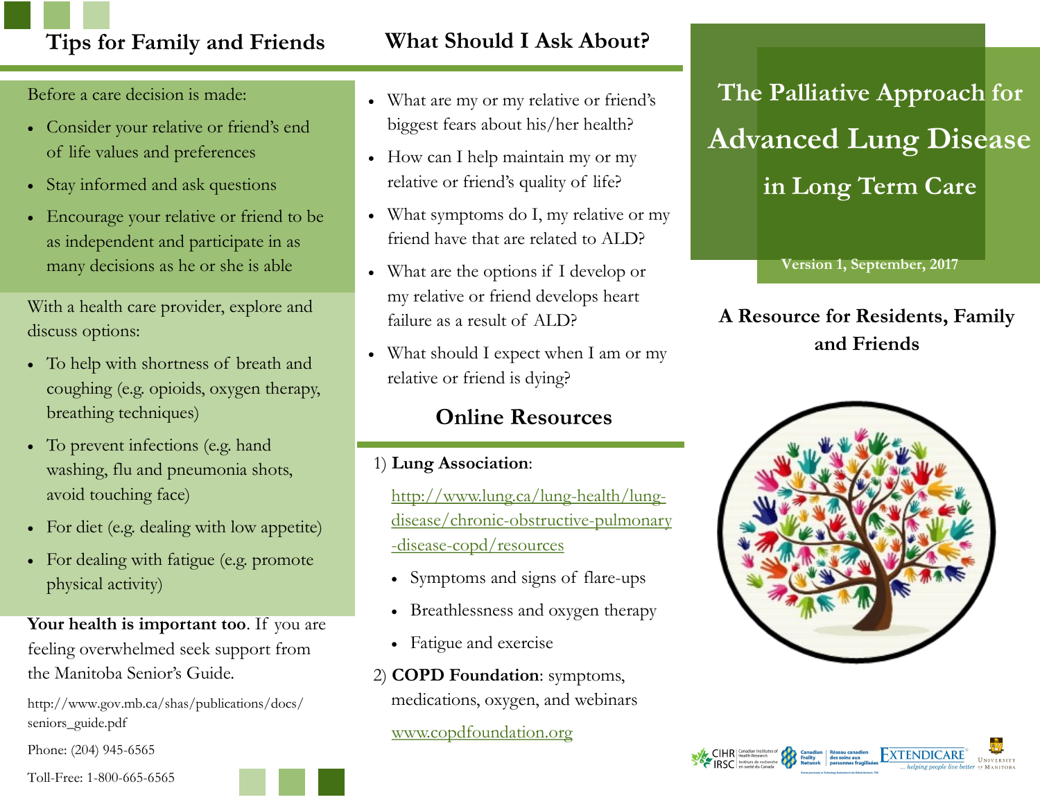## Tips for Family and Friends

Before a care decision is made:

- Consider your relative or friend's end of life values and preferences
- Stay informed and ask questions
- Encourage your relative or friend to be as independent and participate in as many decisions as he or she is able

With a health care provider, explore and discuss options:

- To help with shortness of breath and coughing (e.g. opioids, oxygen therapy, breathing techniques)
- To prevent infections (e.g. hand washing, flu and pneumonia shots, avoid touching face)
- For diet (e.g. dealing with low appetite)
- For dealing with fatigue (e.g. promote physical activity)

**Your health is important too**. If you are feeling overwhelmed seek support from the Manitoba Senior's Guide.

http://www.gov.mb.ca/shas/publications/docs/seniors_guide.pdf

Phone: (204) 945-6565

Toll-Free: 1-800-665-6565

## What Should I Ask About?

- What are my or my relative or friend's biggest fears about his/her health?
- How can I help maintain my or my relative or friend's quality of life?
- What symptoms do I, my relative or my friend have that are related to ALD?
- What are the options if I develop or my relative or friend develops heart failure as a result of ALD?
- What should I expect when I am or my relative or friend is dying?

## Online Resources

1) **Lung Association**:

[http://www.lung.ca/lung-health/lung-disease/chronic-obstructive-pulmonary-disease-copd/resources](http://www.lung.ca/lung-health/lung-disease/chronic-obstructive-pulmonary-disease-copd/resources)

- Symptoms and signs of flare-ups
- Breathlessness and oxygen therapy
- Fatigue and exercise

2) **COPD Foundation**: symptoms, medications, oxygen, and webinars

[www.copdfoundation.org](www.copdfoundation.org)

# The Palliative Approach for Advanced Lung Disease in Long Term Care

Version 1, September, 2017

### A Resource for Residents, Family and Friends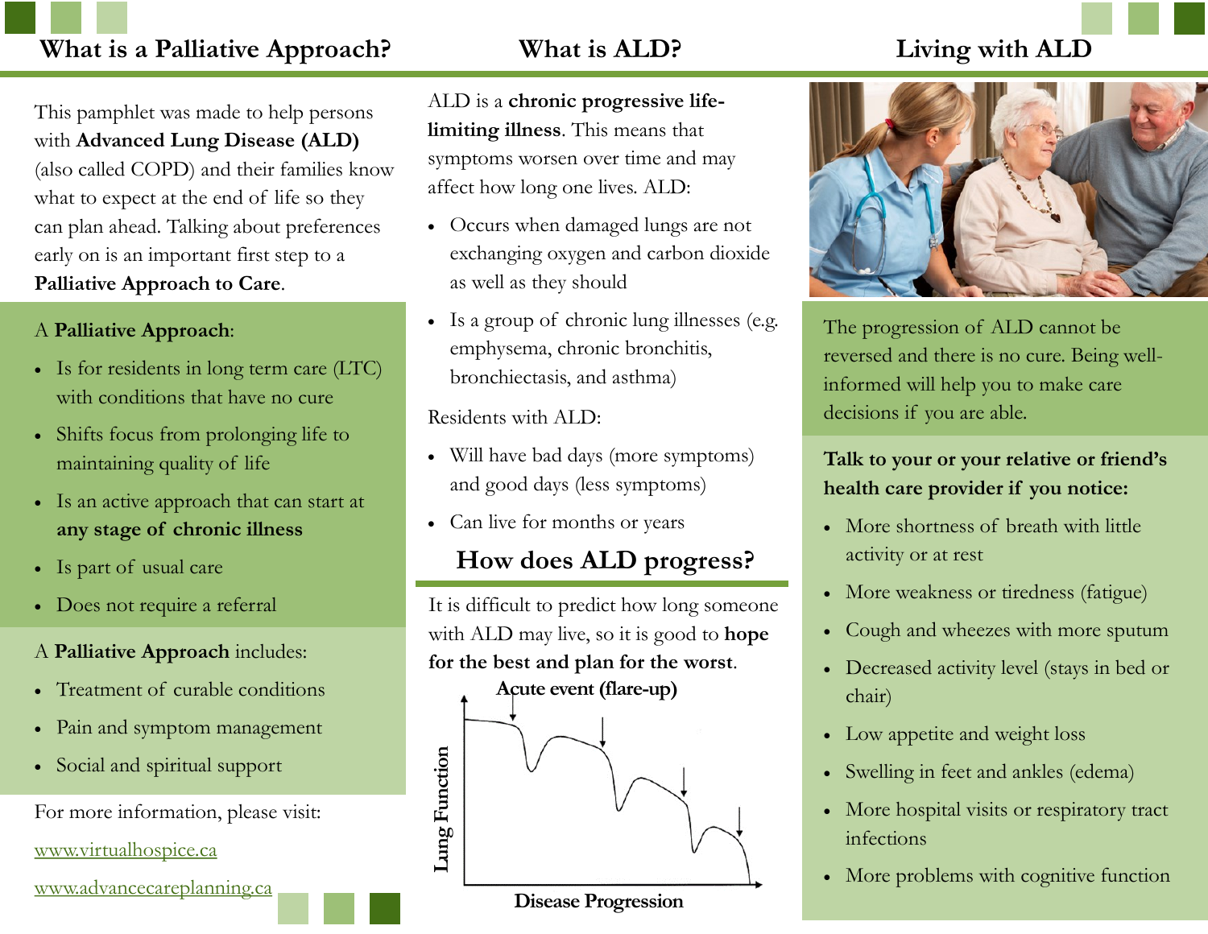## What is a Palliative Approach?

This pamphlet was made to help persons with **Advanced Lung Disease (ALD)** (also called COPD) and their families know what to expect at the end of life so they can plan ahead. Talking about preferences early on is an important first step to a **Palliative Approach to Care**.

A **Palliative Approach**:

- Is for residents in long term care (LTC) with conditions that have no cure
- Shifts focus from prolonging life to maintaining quality of life
- Is an active approach that can start at **any stage of chronic illness**
- Is part of usual care
- Does not require a referral

A **Palliative Approach** includes:

- Treatment of curable conditions
- Pain and symptom management
- Social and spiritual support

For more information, please visit:

www.virtualhospice.ca

www.advancecareplanning.ca

## What is ALD?

ALD is a **chronic progressive life-limiting illness**. This means that symptoms worsen over time and may affect how long one lives. ALD:

- Occurs when damaged lungs are not exchanging oxygen and carbon dioxide as well as they should
- Is a group of chronic lung illnesses (e.g. emphysema, chronic bronchitis, bronchiectasis, and asthma)

Residents with ALD:

- Will have bad days (more symptoms) and good days (less symptoms)
- Can live for months or years

## How does ALD progress?

It is difficult to predict how long someone with ALD may live, so it is good to **hope for the best and plan for the worst**.

Acute event (flare-up)

Lung Function

Disease Progression

## Living with ALD

The progression of ALD cannot be reversed and there is no cure. Being well-informed will help you to make care decisions if you are able.

**Talk to your or your relative or friend's health care provider if you notice:**

- More shortness of breath with little activity or at rest
- More weakness or tiredness (fatigue)
- Cough and wheezes with more sputum
- Decreased activity level (stays in bed or chair)
- Low appetite and weight loss
- Swelling in feet and ankles (edema)
- More hospital visits or respiratory tract infections
- More problems with cognitive function